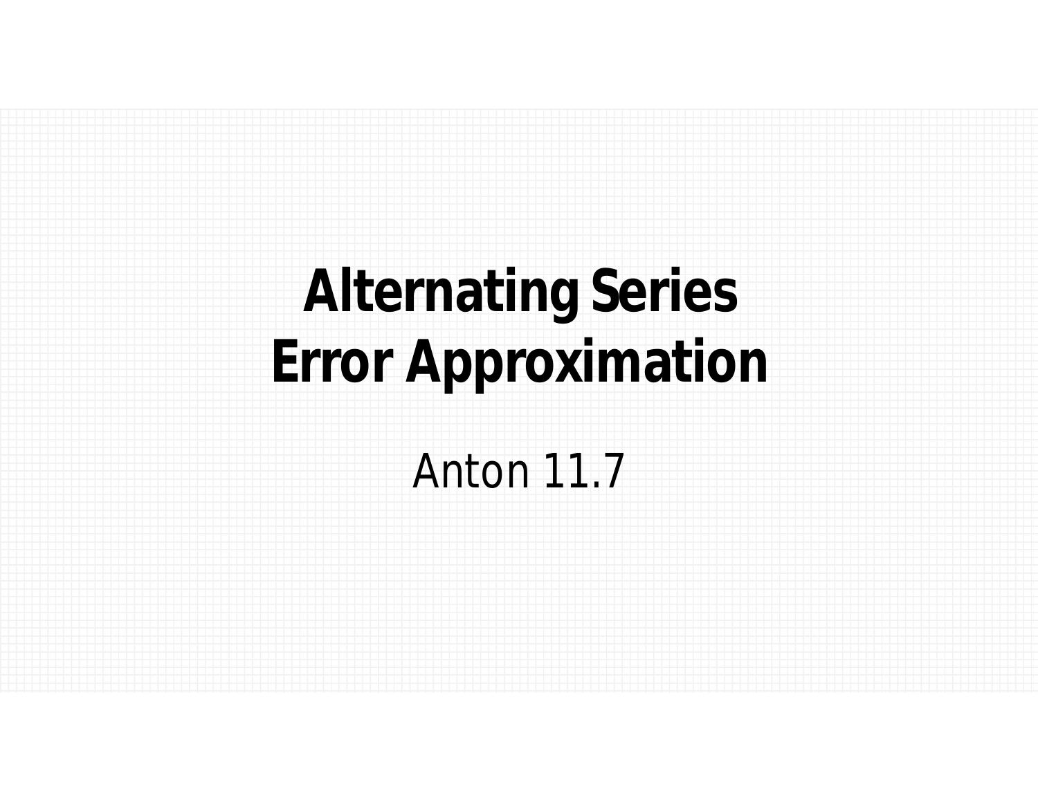# Alternating Series Error Approximation

Anton 11.7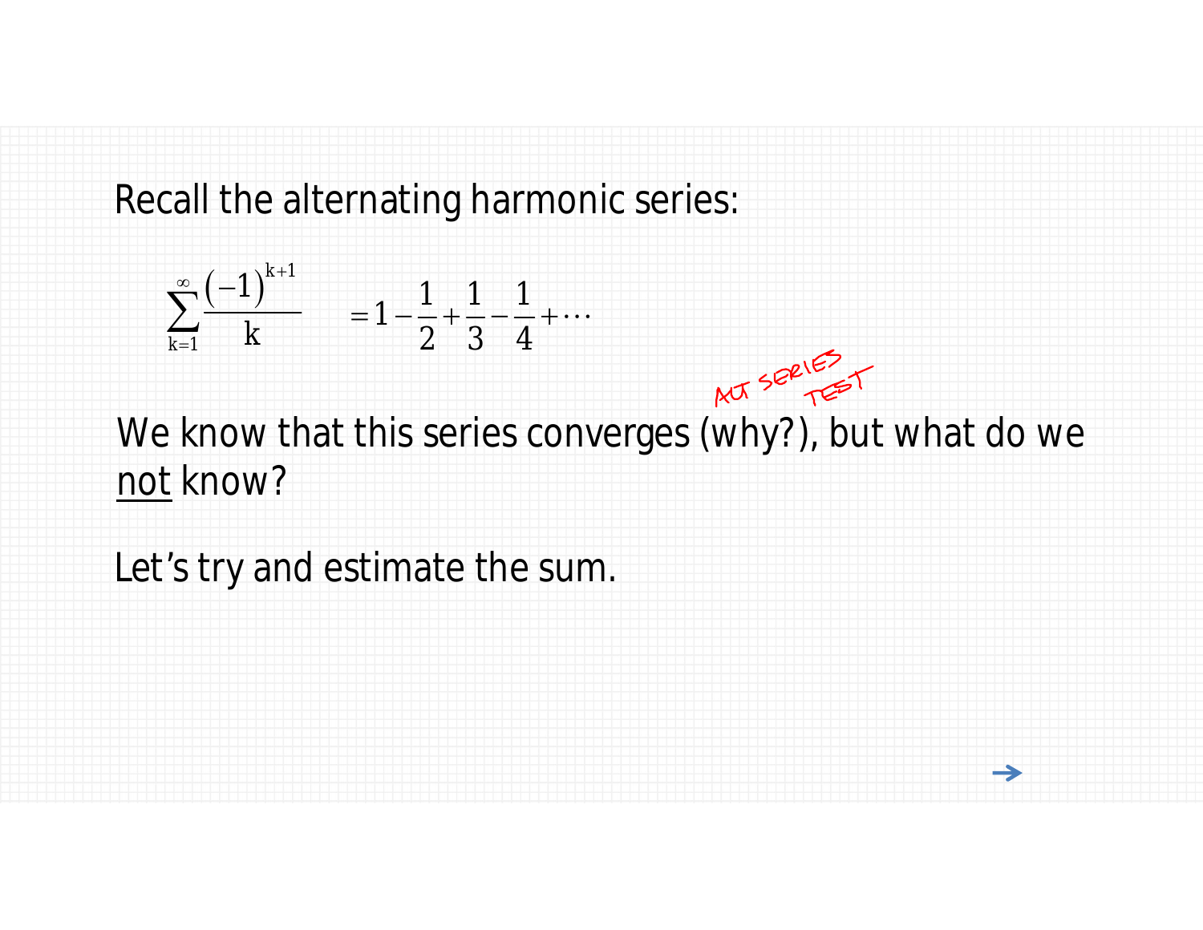Recall the alternating harmonic series:

$$\sum_{k=1}^{\infty} \frac{(-1)^{k+1}}{k} = 1 - \frac{1}{2} + \frac{1}{3} - \frac{1}{4} + \cdots$$

ALT SERIES TEST

We know that this series converges (why?), but what do we not know?

Let's try and estimate the sum.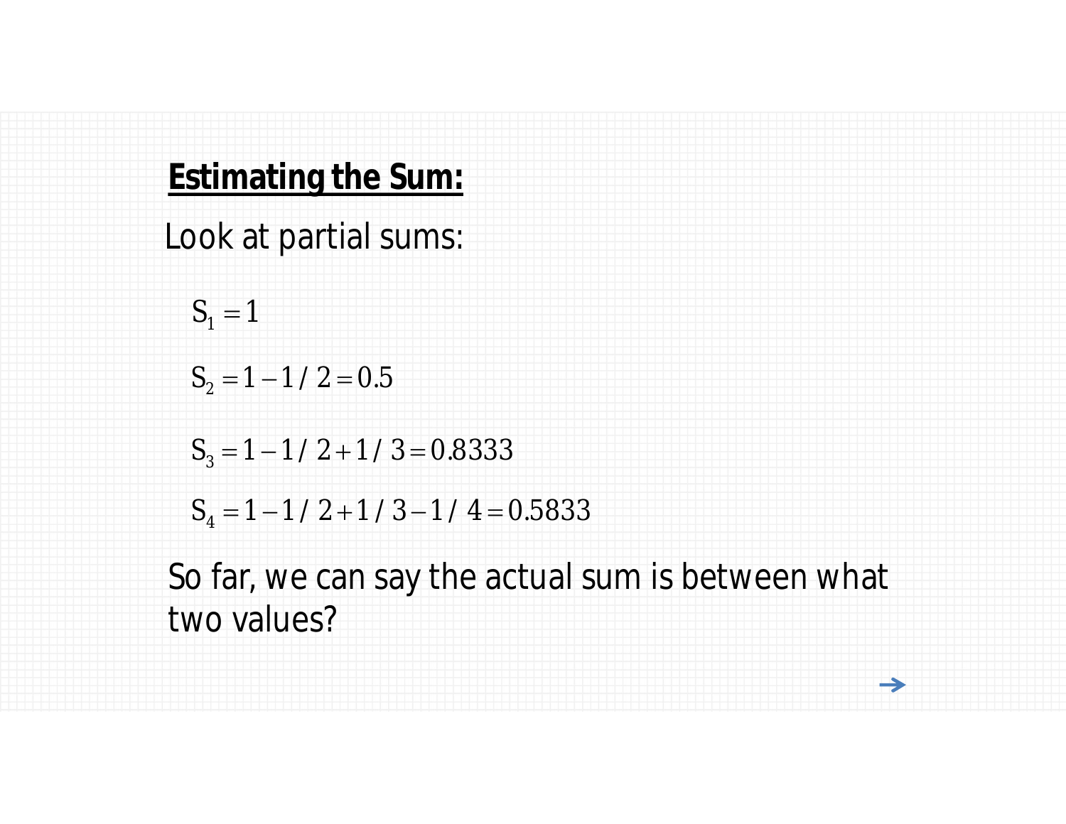**Estimating the Sum:**

Look at partial sums:

$$S_1 = 1$$

$$S_2 = 1 - 1/2 = 0.5$$

$$S_3 = 1 - 1/2 + 1/3 = 0.8333$$

$$S_4 = 1 - 1/2 + 1/3 - 1/4 = 0.5833$$

So far, we can say the actual sum is between what two values?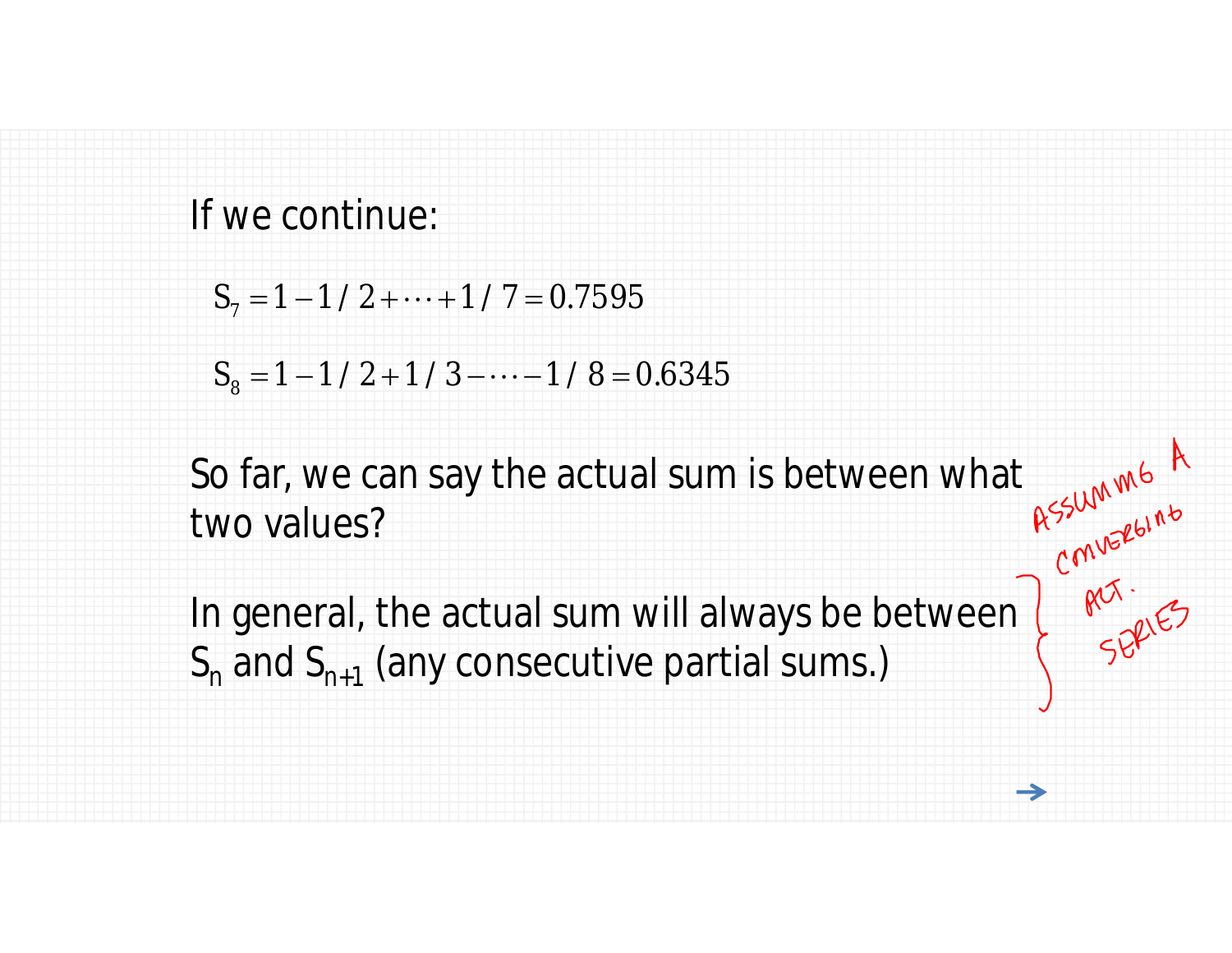If we continue:

$$S_7 = 1 - 1/2 + \cdots + 1/7 = 0.7595$$

$$S_8 = 1 - 1/2 + 1/3 - \cdots - 1/8 = 0.6345$$

So far, we can say the actual sum is between what two values?

In general, the actual sum will always be between $S_n$ and $S_{n+1}$ (any consecutive partial sums.)

ASSUMING A CONVERGING ALT. SERIES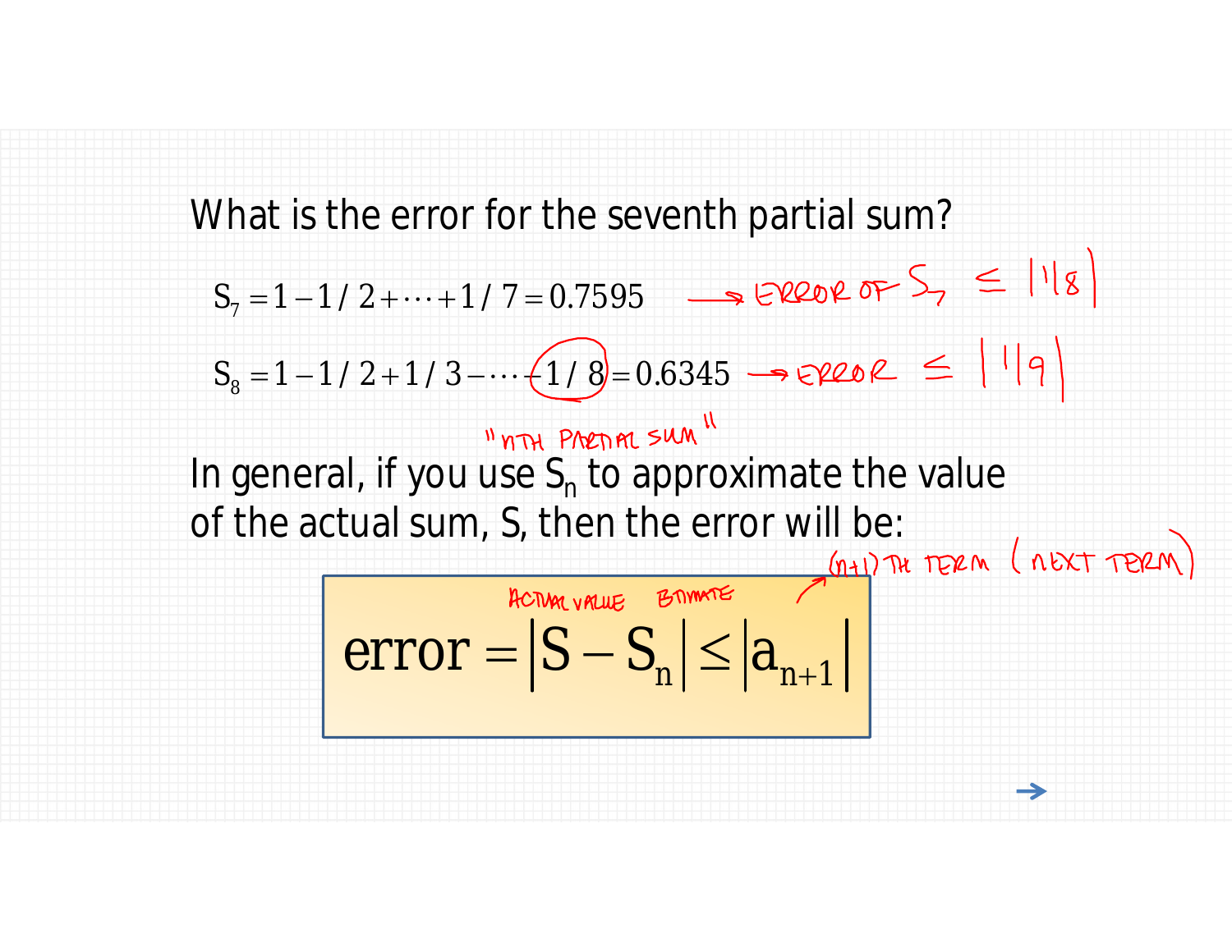What is the error for the seventh partial sum?

$$S_7 = 1 - 1/2 + \cdots + 1/7 = 0.7595$$ → ERROR OF $S_7 \le |1/8|$

$$S_8 = 1 - 1/2 + 1/3 - \cdots - 1/8 = 0.6345$$ → ERROR $\le |1/9|$

In general, if you use $S_n$ ("NTH PARTIAL SUM") to approximate the value of the actual sum, S, then the error will be:

$$\text{error} = \left|S - S_n\right| \le \left|a_{n+1}\right|$$

(S: ACTUAL VALUE; $S_n$: ESTIMATE; $a_{n+1}$: (n+1) TH TERM (NEXT TERM))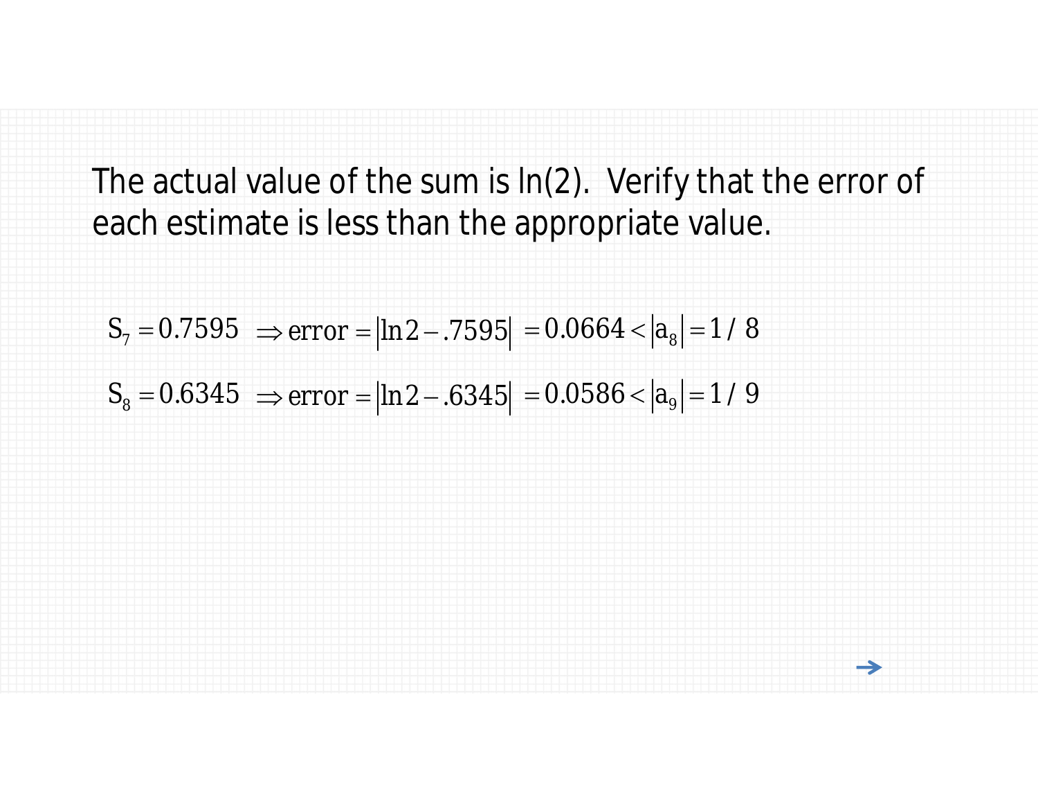The actual value of the sum is ln(2). Verify that the error of each estimate is less than the appropriate value.

$$S_7 = 0.7595 \;\Rightarrow \text{error} = \left|\ln 2 - .7595\right| = 0.0664 < \left|a_8\right| = 1/8$$

$$S_8 = 0.6345 \;\Rightarrow \text{error} = \left|\ln 2 - .6345\right| = 0.0586 < \left|a_9\right| = 1/9$$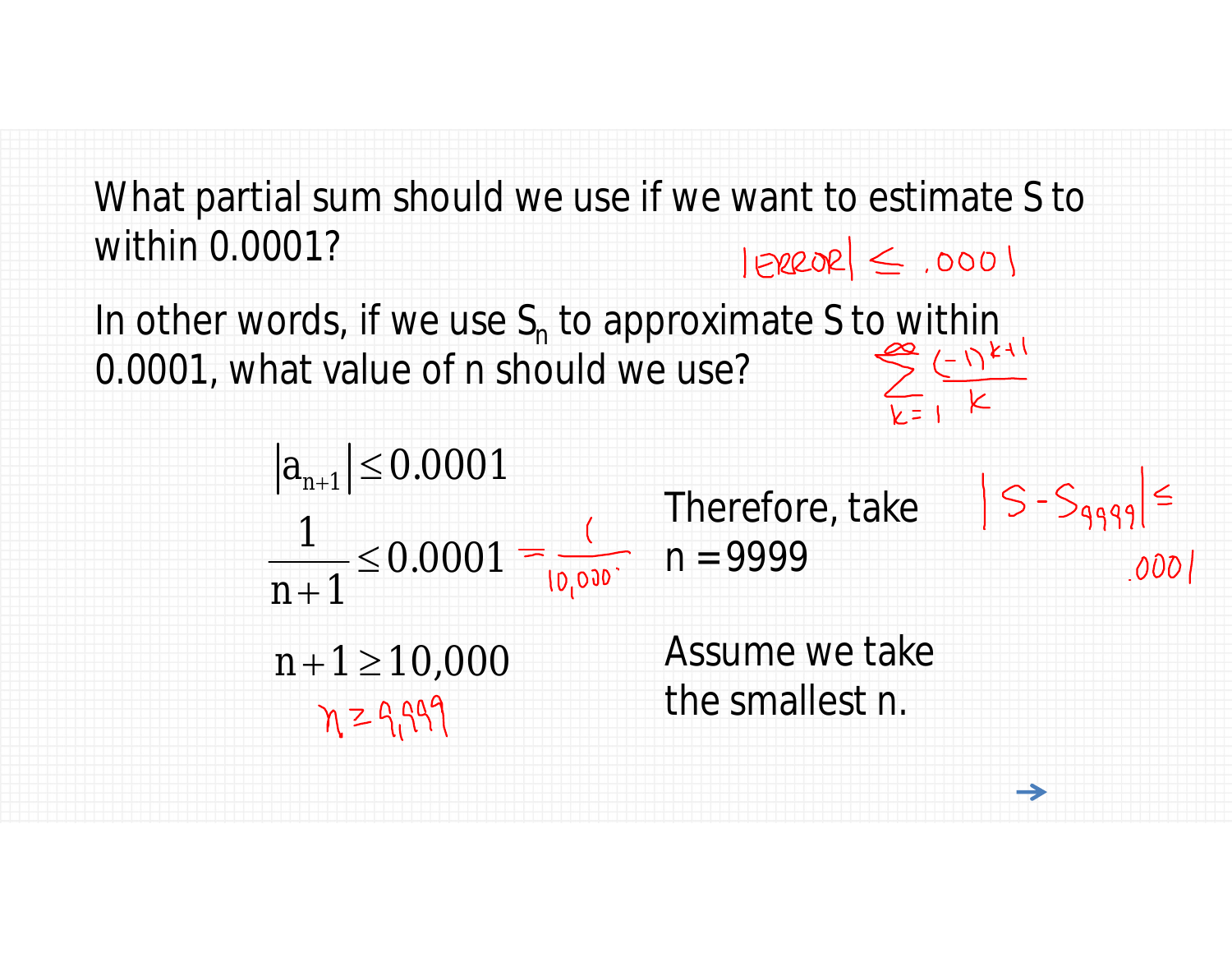What partial sum should we use if we want to estimate S to within 0.0001?

$|\text{ERROR}| \leq .0001$

In other words, if we use $S_n$ to approximate S to within 0.0001, what value of n should we use?

$$\sum_{k=1}^{\infty} \frac{(-1)^{k+1}}{k}$$

$$|a_{n+1}| \leq 0.0001$$

$$\frac{1}{n+1} \leq 0.0001 = \frac{1}{10{,}000}$$

$$n+1 \geq 10{,}000$$

$$n \geq 9{,}999$$

Therefore, take n = 9999

$|S - S_{9999}| \leq .0001$

Assume we take the smallest n.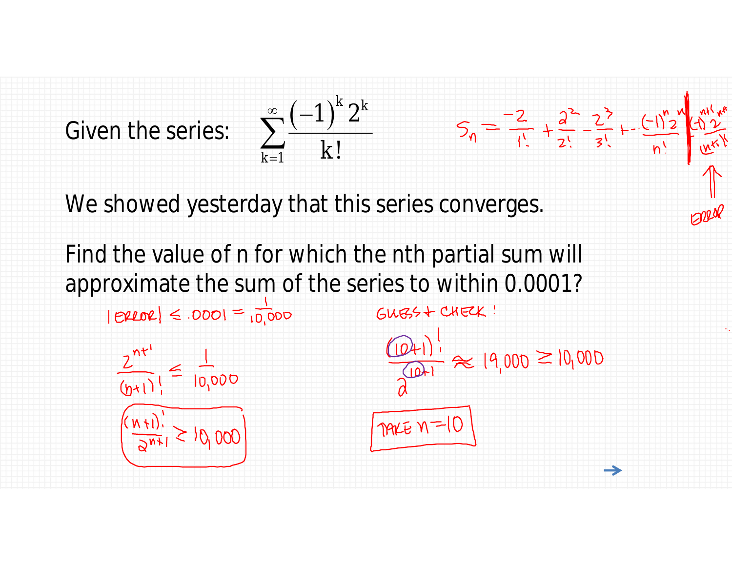Given the series: $$\sum_{k=1}^{\infty} \frac{(-1)^k 2^k}{k!}$$

$S_n = \frac{-2}{1!} + \frac{2^2}{2!} - \frac{2^3}{3!} + \cdots \frac{(-1)^n 2^n}{n!} \Big| \frac{(-1)^{n+1} 2^{n+1}}{(n+1)!}$

↑ ERROR

We showed yesterday that this series converges.

Find the value of n for which the nth partial sum will approximate the sum of the series to within 0.0001?

$|\text{ERROR}| \leq .0001 = \frac{1}{10{,}000}$

$\frac{2^{n+1}}{(n+1)!} \leq \frac{1}{10{,}000}$

$\frac{(n+1)!}{2^{n+1}} \geq 10{,}000$

GUESS + CHECK!

$\frac{(10+1)!}{2^{10+1}} \approx 19{,}000 \geq 10{,}000$

TAKE $n = 10$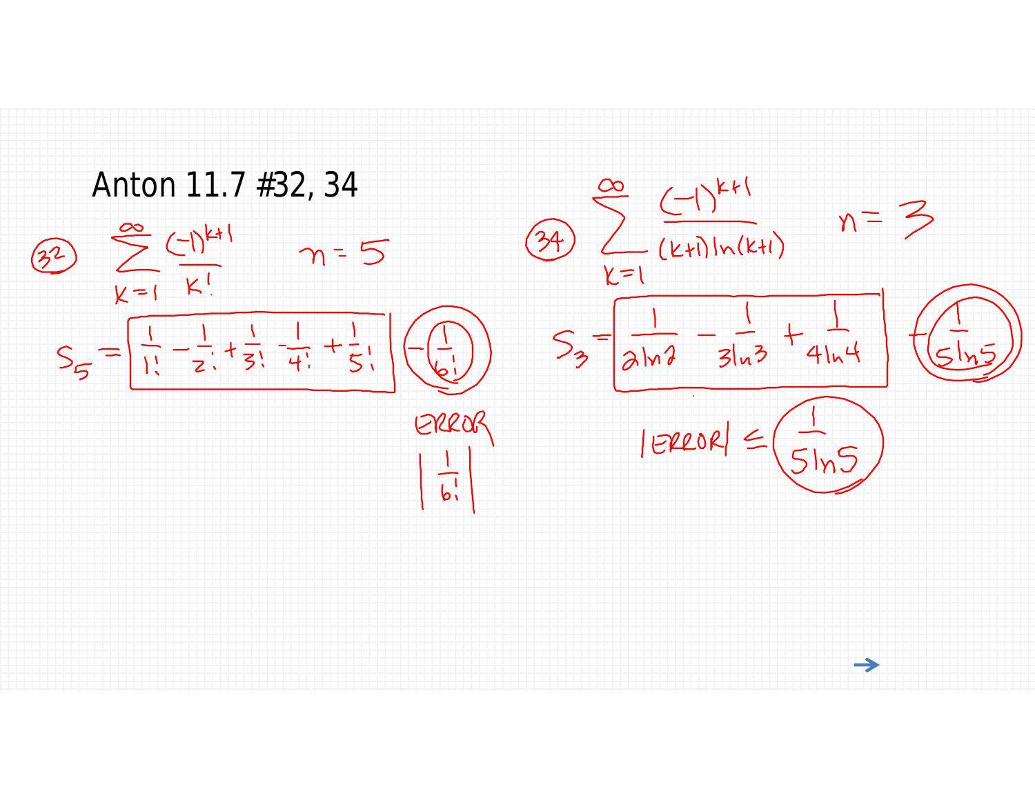# Anton 11.7 #32, 34

**(32)** $\displaystyle\sum_{k=1}^{\infty} \frac{(-1)^{k+1}}{k!}$ $\quad n = 5$

$$S_5 = \boxed{\frac{1}{1!} - \frac{1}{2!} + \frac{1}{3!} - \frac{1}{4!} + \frac{1}{5!}} - \frac{1}{6!}$$

ERROR

$$\left| \frac{1}{6!} \right|$$

**(34)** $\displaystyle\sum_{k=1}^{\infty} \frac{(-1)^{k+1}}{(k+1)\ln(k+1)}$ $\quad n = 3$

$$S_3 = \boxed{\frac{1}{2\ln 2} - \frac{1}{3\ln 3} + \frac{1}{4\ln 4}} - \frac{1}{5\ln 5}$$

$$|\text{ERROR}| \leq \frac{1}{5\ln 5}$$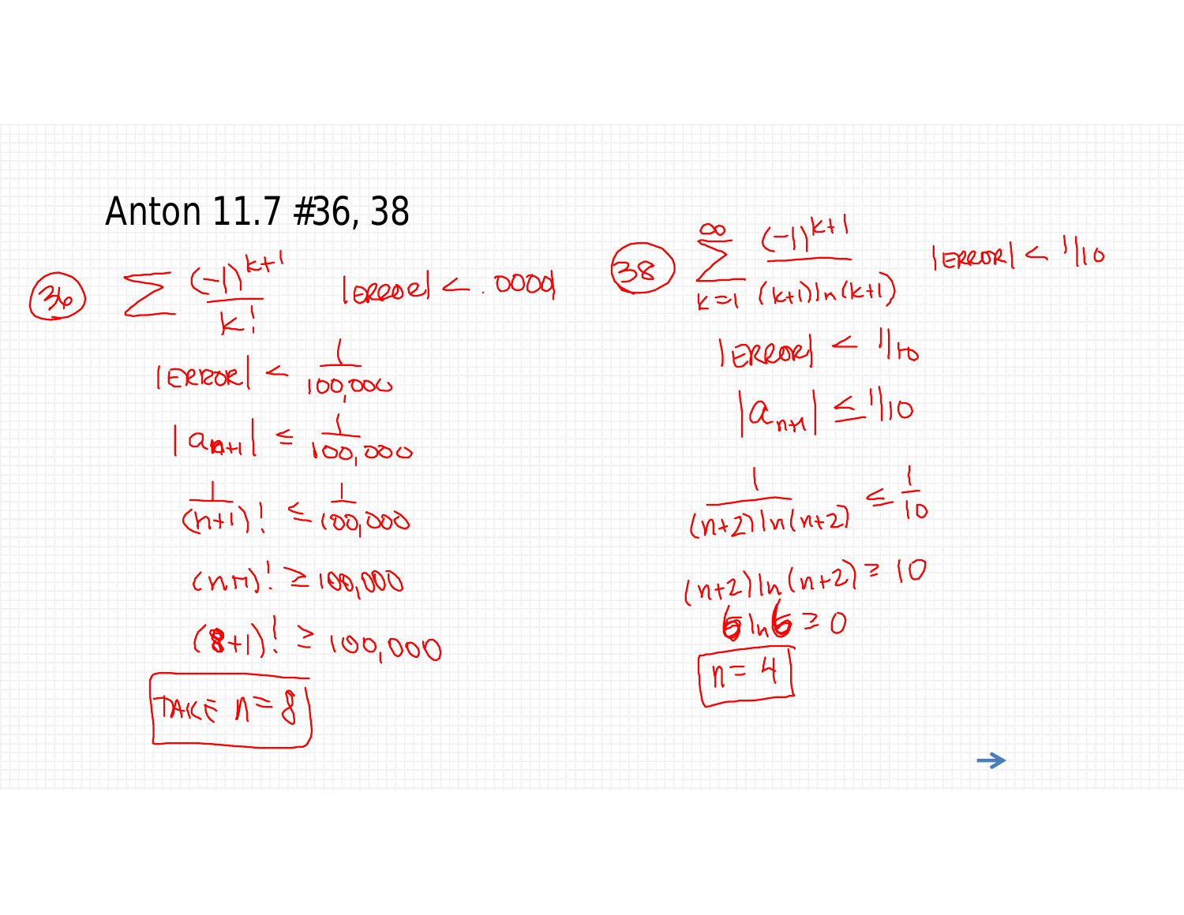# Anton 11.7 #36, 38

(36) $\sum \frac{(-1)^{k+1}}{k!}$ $|\text{ERROR}| < .0000|$

$|\text{ERROR}| < \frac{1}{100,000}$

$|a_{n+1}| \leq \frac{1}{100,000}$

$\frac{1}{(n+1)!} \leq \frac{1}{100,000}$

$(n+1)! \geq 100,000$

$(8+1)! \geq 100,000$

**TAKE $n = 8$**

(38) $\sum_{k=1}^{\infty} \frac{(-1)^{k+1}}{(k+1)\ln(k+1)}$ $|\text{ERROR}| < 1/10$

$|\text{ERROR}| < 1/10$

$|a_{n+1}| \leq 1/10$

$\frac{1}{(n+2)\ln(n+2)} \leq \frac{1}{10}$

$(n+2)\ln(n+2) \geq 10$

$6 \ln 6 \geq 0$

**$n = 4$**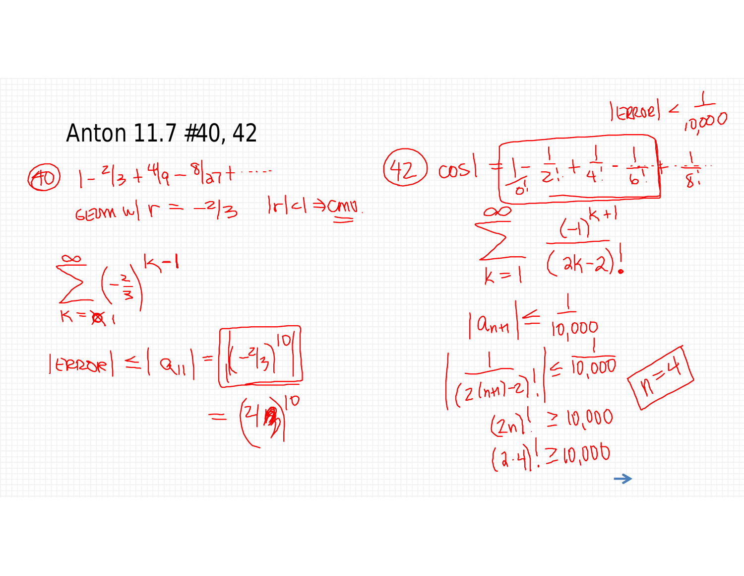# Anton 11.7 #40, 42

**(40)** $1 - 2/3 + 4/9 - 8/27 + \cdots$

GEOM w/ $r = -2/3$ $\quad |r| < 1 \Rightarrow$ CONV.

$$\sum_{k=1}^{\infty} \left(-\frac{2}{3}\right)^{k-1}$$

$$|\text{ERROR}| \leq |a_{11}| = \left|\left(-2/3\right)^{10}\right|$$

$$= \left(2/3\right)^{10}$$

**(42)** $|\text{ERROR}| < \frac{1}{10{,}000}$

$$\cos 1 = 1 - \frac{1}{2!} + \frac{1}{4!} - \frac{1}{6!} + \frac{1}{8!} \cdots$$

$$\sum_{k=1}^{\infty} \frac{(-1)^{k+1}}{(2k-2)!}$$

$$|a_{n+1}| \leq \frac{1}{10{,}000}$$

$$\left|\frac{1}{(2(n+1)-2)!}\right| \leq \frac{1}{10{,}000}$$

$$(2n)! \geq 10{,}000$$

$$(2 \cdot 4)! \geq 10{,}000$$

$n = 4$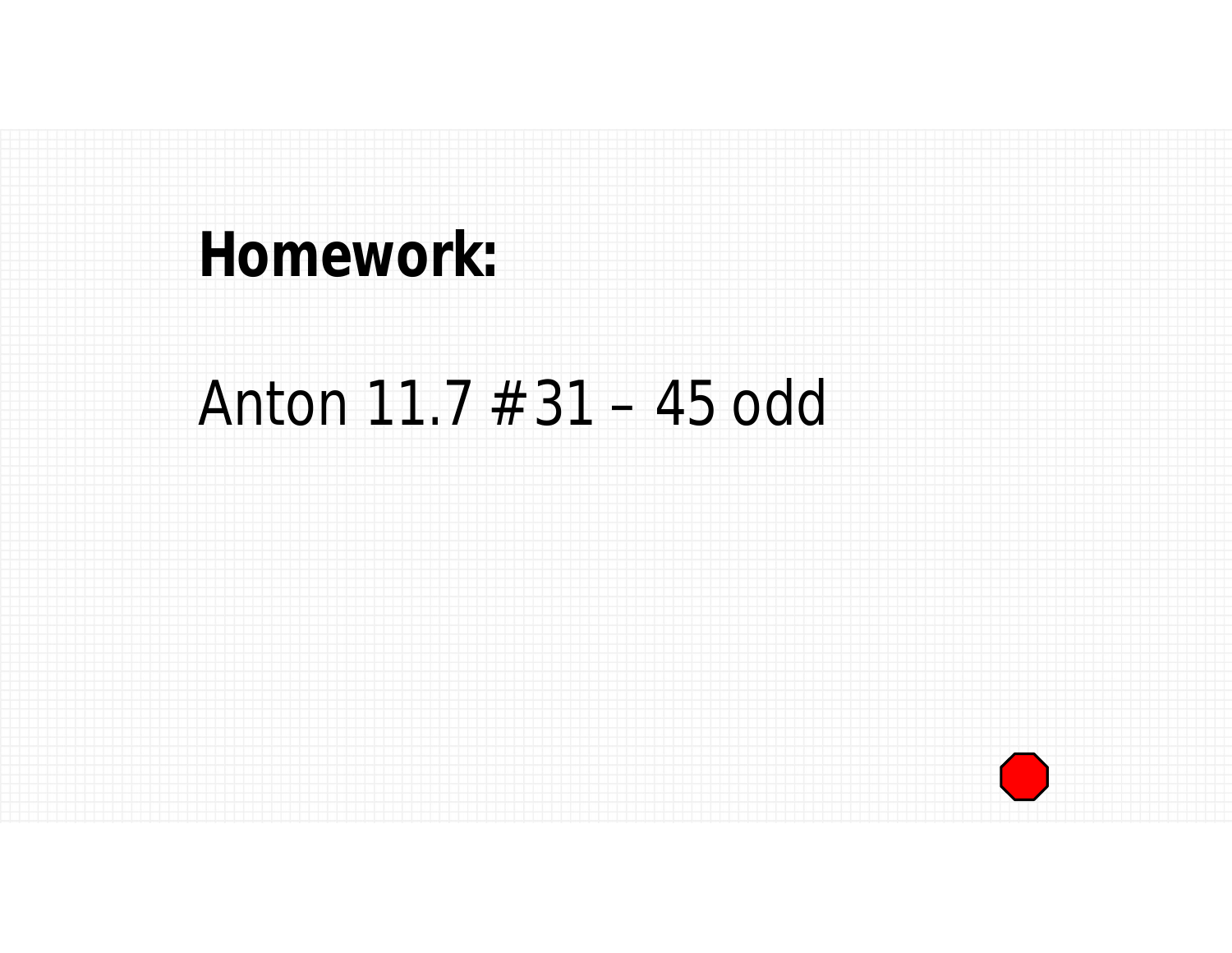**Homework:**

Anton 11.7 #31 – 45 odd